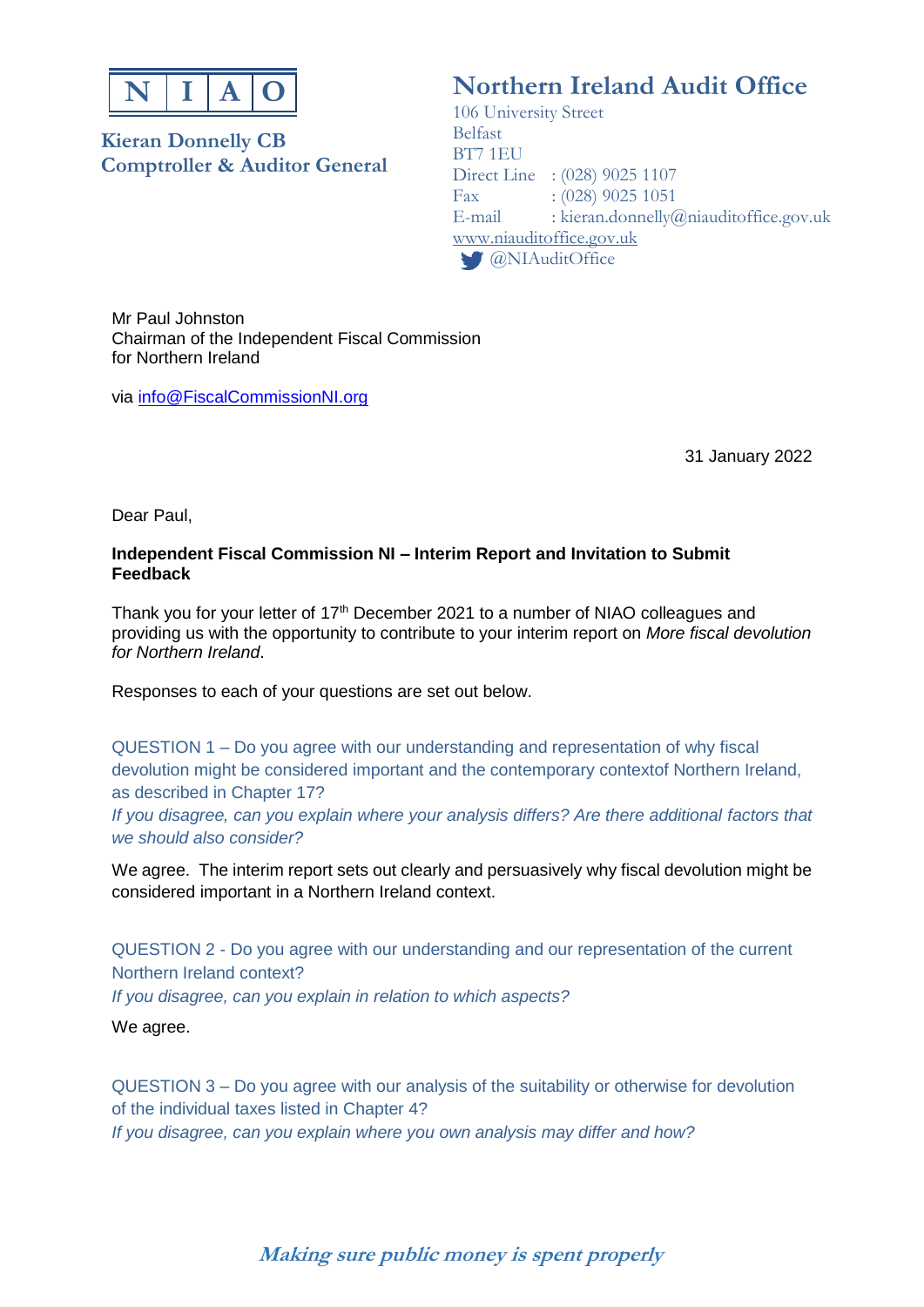**N | I | A | O**

**Kieran Donnelly CB**
**Comptroller & Auditor General**

**Northern Ireland Audit Office**

106 University Street
Belfast
BT7 1EU
Direct Line : (028) 9025 1107
Fax : (028) 9025 1051
E-mail : kieran.donnelly@niauditoffice.gov.uk
www.niauditoffice.gov.uk
@NIAuditOffice

Mr Paul Johnston
Chairman of the Independent Fiscal Commission
for Northern Ireland

via info@FiscalCommissionNI.org

31 January 2022

Dear Paul,

**Independent Fiscal Commission NI – Interim Report and Invitation to Submit Feedback**

Thank you for your letter of 17th December 2021 to a number of NIAO colleagues and providing us with the opportunity to contribute to your interim report on *More fiscal devolution for Northern Ireland*.

Responses to each of your questions are set out below.

QUESTION 1 – Do you agree with our understanding and representation of why fiscal devolution might be considered important and the contemporary contextof Northern Ireland, as described in Chapter 17?
*If you disagree, can you explain where your analysis differs? Are there additional factors that we should also consider?*

We agree. The interim report sets out clearly and persuasively why fiscal devolution might be considered important in a Northern Ireland context.

QUESTION 2 - Do you agree with our understanding and our representation of the current Northern Ireland context?
*If you disagree, can you explain in relation to which aspects?*

We agree.

QUESTION 3 – Do you agree with our analysis of the suitability or otherwise for devolution of the individual taxes listed in Chapter 4?
*If you disagree, can you explain where you own analysis may differ and how?*

*Making sure public money is spent properly*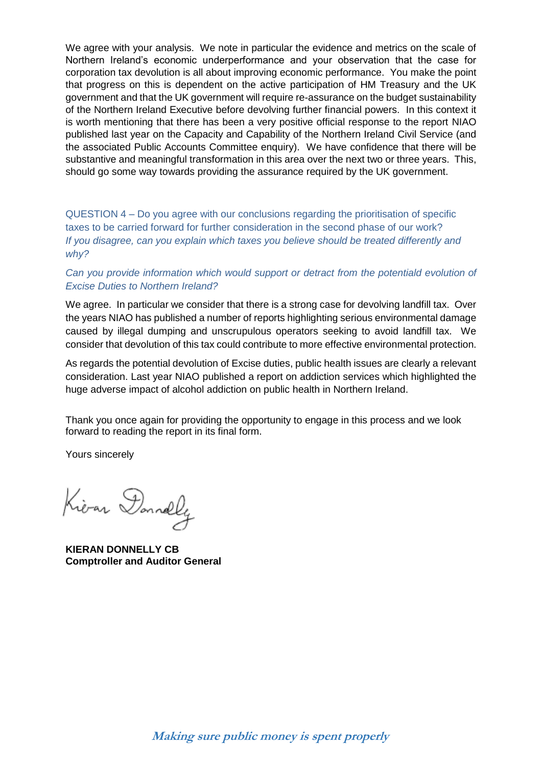We agree with your analysis. We note in particular the evidence and metrics on the scale of Northern Ireland's economic underperformance and your observation that the case for corporation tax devolution is all about improving economic performance. You make the point that progress on this is dependent on the active participation of HM Treasury and the UK government and that the UK government will require re-assurance on the budget sustainability of the Northern Ireland Executive before devolving further financial powers. In this context it is worth mentioning that there has been a very positive official response to the report NIAO published last year on the Capacity and Capability of the Northern Ireland Civil Service (and the associated Public Accounts Committee enquiry). We have confidence that there will be substantive and meaningful transformation in this area over the next two or three years. This, should go some way towards providing the assurance required by the UK government.

QUESTION 4 – Do you agree with our conclusions regarding the prioritisation of specific taxes to be carried forward for further consideration in the second phase of our work?
*If you disagree, can you explain which taxes you believe should be treated differently and why?*

*Can you provide information which would support or detract from the potentiald evolution of Excise Duties to Northern Ireland?*

We agree. In particular we consider that there is a strong case for devolving landfill tax. Over the years NIAO has published a number of reports highlighting serious environmental damage caused by illegal dumping and unscrupulous operators seeking to avoid landfill tax. We consider that devolution of this tax could contribute to more effective environmental protection.

As regards the potential devolution of Excise duties, public health issues are clearly a relevant consideration. Last year NIAO published a report on addiction services which highlighted the huge adverse impact of alcohol addiction on public health in Northern Ireland.

Thank you once again for providing the opportunity to engage in this process and we look forward to reading the report in its final form.

Yours sincerely

Kieran Donnelly

**KIERAN DONNELLY CB**
**Comptroller and Auditor General**

*Making sure public money is spent properly*